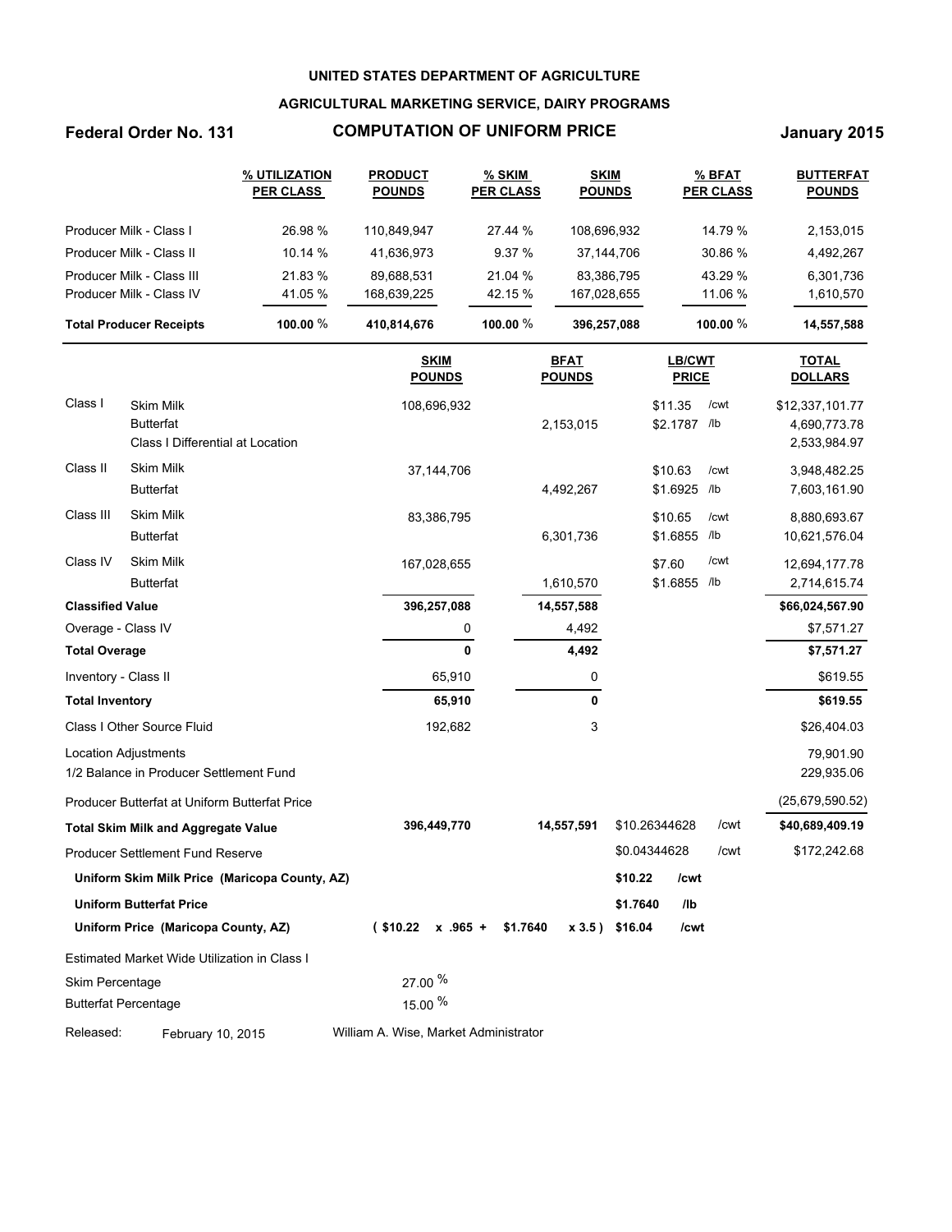**UNITED STATES DEPARTMENT OF AGRICULTURE**

**AGRICULTURAL MARKETING SERVICE, DAIRY PROGRAMS**

**Federal Order No. 131** — **COMPUTATION OF UNIFORM PRICE** — **January 2015**

| | % UTILIZATION PER CLASS | PRODUCT POUNDS | % SKIM PER CLASS | SKIM POUNDS | % BFAT PER CLASS | BUTTERFAT POUNDS |
|---|---|---|---|---|---|---|
| Producer Milk - Class I | 26.98 % | 110,849,947 | 27.44 % | 108,696,932 | 14.79 % | 2,153,015 |
| Producer Milk - Class II | 10.14 % | 41,636,973 | 9.37 % | 37,144,706 | 30.86 % | 4,492,267 |
| Producer Milk - Class III | 21.83 % | 89,688,531 | 21.04 % | 83,386,795 | 43.29 % | 6,301,736 |
| Producer Milk - Class IV | 41.05 % | 168,639,225 | 42.15 % | 167,028,655 | 11.06 % | 1,610,570 |
| **Total Producer Receipts** | **100.00** % | **410,814,676** | **100.00** % | **396,257,088** | **100.00** % | **14,557,588** |

| | | SKIM POUNDS | BFAT POUNDS | LB/CWT PRICE | TOTAL DOLLARS |
|---|---|---|---|---|---|
| Class I | Skim Milk | 108,696,932 | | $11.35 /cwt | $12,337,101.77 |
| | Butterfat | | 2,153,015 | $2.1787 /lb | 4,690,773.78 |
| | Class I Differential at Location | | | | 2,533,984.97 |
| Class II | Skim Milk | 37,144,706 | | $10.63 /cwt | 3,948,482.25 |
| | Butterfat | | 4,492,267 | $1.6925 /lb | 7,603,161.90 |
| Class III | Skim Milk | 83,386,795 | | $10.65 /cwt | 8,880,693.67 |
| | Butterfat | | 6,301,736 | $1.6855 /lb | 10,621,576.04 |
| Class IV | Skim Milk | 167,028,655 | | $7.60 /cwt | 12,694,177.78 |
| | Butterfat | | 1,610,570 | $1.6855 /lb | 2,714,615.74 |
| **Classified Value** | | **396,257,088** | **14,557,588** | | **$66,024,567.90** |
| Overage - Class IV | | 0 | 4,492 | | $7,571.27 |
| **Total Overage** | | **0** | **4,492** | | **$7,571.27** |
| Inventory - Class II | | 65,910 | 0 | | $619.55 |
| **Total Inventory** | | **65,910** | **0** | | **$619.55** |
| Class I Other Source Fluid | | 192,682 | 3 | | $26,404.03 |
| Location Adjustments | | | | | 79,901.90 |
| 1/2 Balance in Producer Settlement Fund | | | | | 229,935.06 |
| Producer Butterfat at Uniform Butterfat Price | | | | | (25,679,590.52) |
| **Total Skim Milk and Aggregate Value** | | **396,449,770** | **14,557,591** | $10.26344628 /cwt | **$40,689,409.19** |
| Producer Settlement Fund Reserve | | | | $0.04344628 /cwt | $172,242.68 |
| **Uniform Skim Milk Price (Maricopa County, AZ)** | | | | **$10.22 /cwt** | |
| **Uniform Butterfat Price** | | | | **$1.7640 /lb** | |
| **Uniform Price (Maricopa County, AZ)** | | **( $10.22 x .965 +** | **$1.7640 x 3.5 )** | **$16.04 /cwt** | |

Estimated Market Wide Utilization in Class I

Skim Percentage: 27.00 %

Butterfat Percentage: 15.00 %

Released: February 10, 2015 — William A. Wise, Market Administrator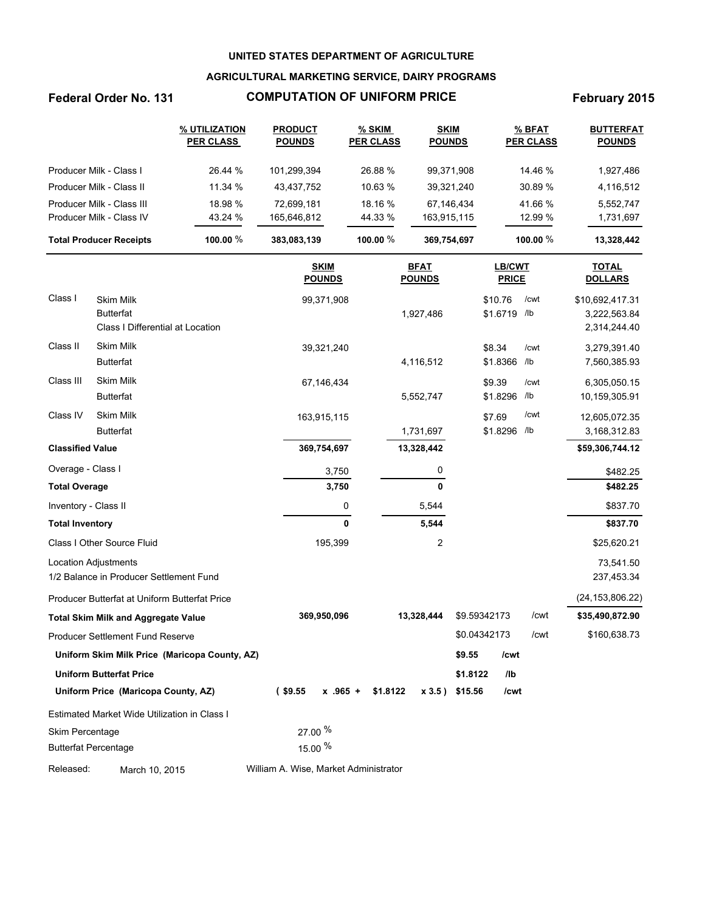UNITED STATES DEPARTMENT OF AGRICULTURE

AGRICULTURAL MARKETING SERVICE, DAIRY PROGRAMS

**Federal Order No. 131** **COMPUTATION OF UNIFORM PRICE** **February 2015**

| | % UTILIZATION PER CLASS | PRODUCT POUNDS | % SKIM PER CLASS | SKIM POUNDS | % BFAT PER CLASS | BUTTERFAT POUNDS |
|---|---|---|---|---|---|---|
| Producer Milk - Class I | 26.44 % | 101,299,394 | 26.88 % | 99,371,908 | 14.46 % | 1,927,486 |
| Producer Milk - Class II | 11.34 % | 43,437,752 | 10.63 % | 39,321,240 | 30.89 % | 4,116,512 |
| Producer Milk - Class III | 18.98 % | 72,699,181 | 18.16 % | 67,146,434 | 41.66 % | 5,552,747 |
| Producer Milk - Class IV | 43.24 % | 165,646,812 | 44.33 % | 163,915,115 | 12.99 % | 1,731,697 |
| **Total Producer Receipts** | **100.00 %** | **383,083,139** | **100.00 %** | **369,754,697** | **100.00 %** | **13,328,442** |

| | | SKIM POUNDS | BFAT POUNDS | LB/CWT PRICE | | TOTAL DOLLARS |
|---|---|---|---|---|---|---|
| Class I | Skim Milk | 99,371,908 | | $10.76 | /cwt | $10,692,417.31 |
| | Butterfat | | 1,927,486 | $1.6719 | /lb | 3,222,563.84 |
| | Class I Differential at Location | | | | | 2,314,244.40 |
| Class II | Skim Milk | 39,321,240 | | $8.34 | /cwt | 3,279,391.40 |
| | Butterfat | | 4,116,512 | $1.8366 | /lb | 7,560,385.93 |
| Class III | Skim Milk | 67,146,434 | | $9.39 | /cwt | 6,305,050.15 |
| | Butterfat | | 5,552,747 | $1.8296 | /lb | 10,159,305.91 |
| Class IV | Skim Milk | 163,915,115 | | $7.69 | /cwt | 12,605,072.35 |
| | Butterfat | | 1,731,697 | $1.8296 | /lb | 3,168,312.83 |
| **Classified Value** | | **369,754,697** | **13,328,442** | | | **$59,306,744.12** |
| Overage - Class I | | 3,750 | 0 | | | $482.25 |
| **Total Overage** | | **3,750** | **0** | | | **$482.25** |
| Inventory - Class II | | 0 | 5,544 | | | $837.70 |
| **Total Inventory** | | **0** | **5,544** | | | **$837.70** |
| Class I Other Source Fluid | | 195,399 | 2 | | | $25,620.21 |
| Location Adjustments | | | | | | 73,541.50 |
| 1/2 Balance in Producer Settlement Fund | | | | | | 237,453.34 |
| Producer Butterfat at Uniform Butterfat Price | | | | | | (24,153,806.22) |
| **Total Skim Milk and Aggregate Value** | | **369,950,096** | **13,328,444** | $9.59342173 | /cwt | **$35,490,872.90** |
| Producer Settlement Fund Reserve | | | | $0.04342173 | /cwt | $160,638.73 |
| **Uniform Skim Milk Price (Maricopa County, AZ)** | | | | **$9.55** | **/cwt** | |
| **Uniform Butterfat Price** | | | | **$1.8122** | **/lb** | |
| **Uniform Price (Maricopa County, AZ)** | | **( $9.55 x .965 +** | **$1.8122 x 3.5 )** | **$15.56** | **/cwt** | |

Estimated Market Wide Utilization in Class I

| | |
|---|---|
| Skim Percentage | 27.00 % |
| Butterfat Percentage | 15.00 % |

Released: March 10, 2015 William A. Wise, Market Administrator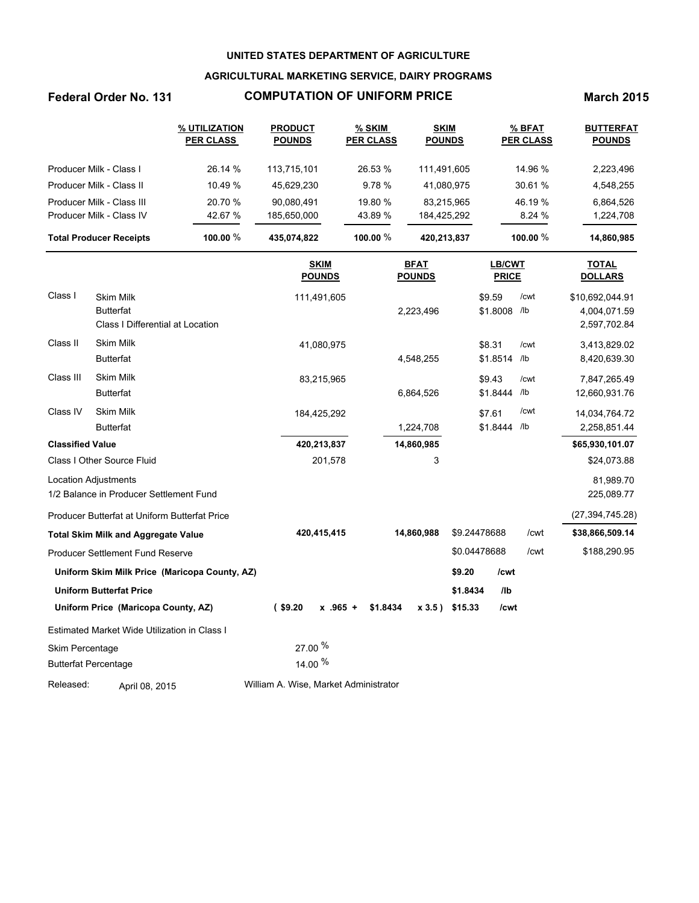**UNITED STATES DEPARTMENT OF AGRICULTURE**

**AGRICULTURAL MARKETING SERVICE, DAIRY PROGRAMS**

**Federal Order No. 131** **COMPUTATION OF UNIFORM PRICE** **March 2015**

| | % UTILIZATION PER CLASS | PRODUCT POUNDS | % SKIM PER CLASS | SKIM POUNDS | % BFAT PER CLASS | BUTTERFAT POUNDS |
|---|---|---|---|---|---|---|
| Producer Milk - Class I | 26.14 % | 113,715,101 | 26.53 % | 111,491,605 | 14.96 % | 2,223,496 |
| Producer Milk - Class II | 10.49 % | 45,629,230 | 9.78 % | 41,080,975 | 30.61 % | 4,548,255 |
| Producer Milk - Class III | 20.70 % | 90,080,491 | 19.80 % | 83,215,965 | 46.19 % | 6,864,526 |
| Producer Milk - Class IV | 42.67 % | 185,650,000 | 43.89 % | 184,425,292 | 8.24 % | 1,224,708 |
| **Total Producer Receipts** | **100.00** % | **435,074,822** | **100.00** % | **420,213,837** | **100.00** % | **14,860,985** |

| | | SKIM POUNDS | BFAT POUNDS | LB/CWT PRICE | | TOTAL DOLLARS |
|---|---|---|---|---|---|---|
| Class I | Skim Milk | 111,491,605 | | $9.59 | /cwt | $10,692,044.91 |
| | Butterfat | | 2,223,496 | $1.8008 | /lb | 4,004,071.59 |
| | Class I Differential at Location | | | | | 2,597,702.84 |
| Class II | Skim Milk | 41,080,975 | | $8.31 | /cwt | 3,413,829.02 |
| | Butterfat | | 4,548,255 | $1.8514 | /lb | 8,420,639.30 |
| Class III | Skim Milk | 83,215,965 | | $9.43 | /cwt | 7,847,265.49 |
| | Butterfat | | 6,864,526 | $1.8444 | /lb | 12,660,931.76 |
| Class IV | Skim Milk | 184,425,292 | | $7.61 | /cwt | 14,034,764.72 |
| | Butterfat | | 1,224,708 | $1.8444 | /lb | 2,258,851.44 |
| **Classified Value** | | **420,213,837** | **14,860,985** | | | **$65,930,101.07** |
| Class I Other Source Fluid | | 201,578 | 3 | | | $24,073.88 |
| Location Adjustments | | | | | | 81,989.70 |
| 1/2 Balance in Producer Settlement Fund | | | | | | 225,089.77 |
| Producer Butterfat at Uniform Butterfat Price | | | | | | (27,394,745.28) |
| **Total Skim Milk and Aggregate Value** | | **420,415,415** | **14,860,988** | $9.24478688 | /cwt | **$38,866,509.14** |
| Producer Settlement Fund Reserve | | | | $0.04478688 | /cwt | $188,290.95 |
| **Uniform Skim Milk Price (Maricopa County, AZ)** | | | | **$9.20** | **/cwt** | |
| **Uniform Butterfat Price** | | | | **$1.8434** | **/lb** | |
| **Uniform Price (Maricopa County, AZ)** | | **( $9.20 x .965 +** | **$1.8434 x 3.5 )** | **$15.33** | **/cwt** | |

Estimated Market Wide Utilization in Class I

| | |
|---|---|
| Skim Percentage | 27.00 % |
| Butterfat Percentage | 14.00 % |

Released: April 08, 2015 William A. Wise, Market Administrator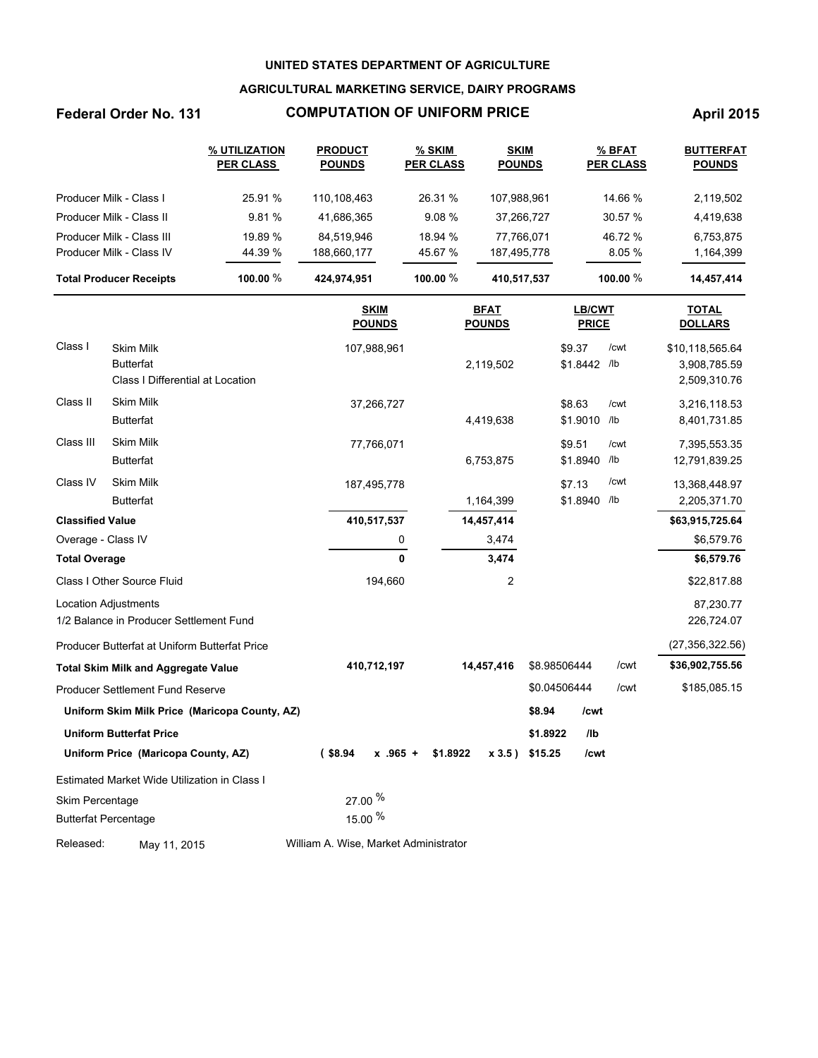**UNITED STATES DEPARTMENT OF AGRICULTURE**

**AGRICULTURAL MARKETING SERVICE, DAIRY PROGRAMS**

# Federal Order No. 131 — COMPUTATION OF UNIFORM PRICE — April 2015

| | % UTILIZATION PER CLASS | PRODUCT POUNDS | % SKIM PER CLASS | SKIM POUNDS | % BFAT PER CLASS | BUTTERFAT POUNDS |
|---|---|---|---|---|---|---|
| Producer Milk - Class I | 25.91 % | 110,108,463 | 26.31 % | 107,988,961 | 14.66 % | 2,119,502 |
| Producer Milk - Class II | 9.81 % | 41,686,365 | 9.08 % | 37,266,727 | 30.57 % | 4,419,638 |
| Producer Milk - Class III | 19.89 % | 84,519,946 | 18.94 % | 77,766,071 | 46.72 % | 6,753,875 |
| Producer Milk - Class IV | 44.39 % | 188,660,177 | 45.67 % | 187,495,778 | 8.05 % | 1,164,399 |
| **Total Producer Receipts** | **100.00 %** | **424,974,951** | **100.00 %** | **410,517,537** | **100.00 %** | **14,457,414** |

| | | SKIM POUNDS | BFAT POUNDS | LB/CWT PRICE | | TOTAL DOLLARS |
|---|---|---|---|---|---|---|
| Class I | Skim Milk | 107,988,961 | | $9.37 | /cwt | $10,118,565.64 |
| | Butterfat | | 2,119,502 | $1.8442 | /lb | 3,908,785.59 |
| | Class I Differential at Location | | | | | 2,509,310.76 |
| Class II | Skim Milk | 37,266,727 | | $8.63 | /cwt | 3,216,118.53 |
| | Butterfat | | 4,419,638 | $1.9010 | /lb | 8,401,731.85 |
| Class III | Skim Milk | 77,766,071 | | $9.51 | /cwt | 7,395,553.35 |
| | Butterfat | | 6,753,875 | $1.8940 | /lb | 12,791,839.25 |
| Class IV | Skim Milk | 187,495,778 | | $7.13 | /cwt | 13,368,448.97 |
| | Butterfat | | 1,164,399 | $1.8940 | /lb | 2,205,371.70 |
| **Classified Value** | | **410,517,537** | **14,457,414** | | | **$63,915,725.64** |
| Overage - Class IV | | 0 | 3,474 | | | $6,579.76 |
| **Total Overage** | | **0** | **3,474** | | | **$6,579.76** |
| Class I Other Source Fluid | | 194,660 | 2 | | | $22,817.88 |
| Location Adjustments | | | | | | 87,230.77 |
| 1/2 Balance in Producer Settlement Fund | | | | | | 226,724.07 |
| Producer Butterfat at Uniform Butterfat Price | | | | | | (27,356,322.56) |
| **Total Skim Milk and Aggregate Value** | | **410,712,197** | **14,457,416** | $8.98506444 | /cwt | **$36,902,755.56** |
| Producer Settlement Fund Reserve | | | | $0.04506444 | /cwt | $185,085.15 |
| **Uniform Skim Milk Price (Maricopa County, AZ)** | | | | **$8.94** | **/cwt** | |
| **Uniform Butterfat Price** | | | | **$1.8922** | **/lb** | |
| **Uniform Price (Maricopa County, AZ)** | | **( $8.94 x .965 +** | **$1.8922 x 3.5 )** | **$15.25** | **/cwt** | |

Estimated Market Wide Utilization in Class I

| | |
|---|---|
| Skim Percentage | 27.00 % |
| Butterfat Percentage | 15.00 % |

Released: May 11, 2015 — William A. Wise, Market Administrator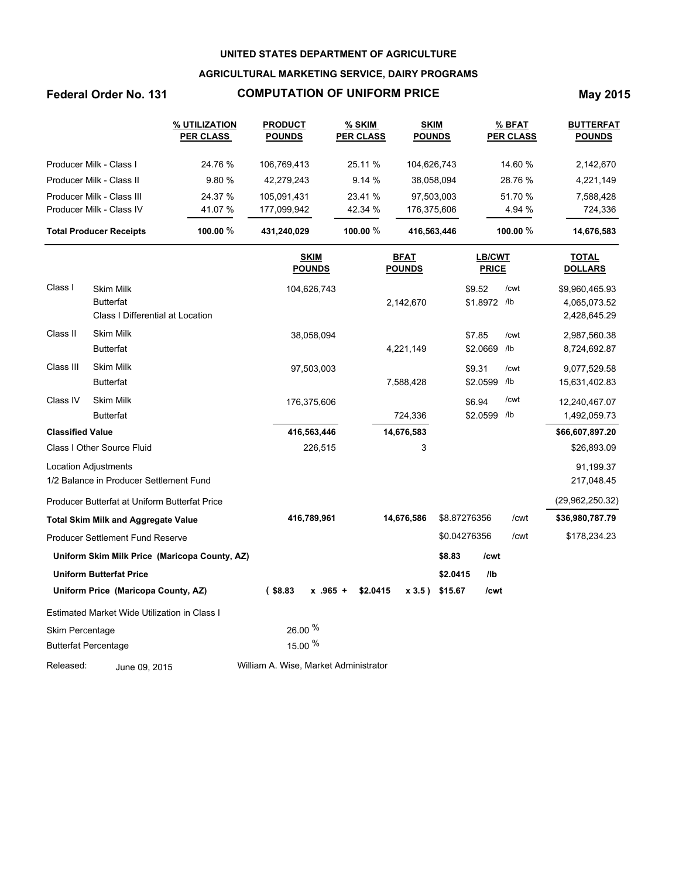**UNITED STATES DEPARTMENT OF AGRICULTURE**

**AGRICULTURAL MARKETING SERVICE, DAIRY PROGRAMS**

**Federal Order No. 131** | **COMPUTATION OF UNIFORM PRICE** | **May 2015**

| | % UTILIZATION PER CLASS | PRODUCT POUNDS | % SKIM PER CLASS | SKIM POUNDS | % BFAT PER CLASS | BUTTERFAT POUNDS |
|---|---|---|---|---|---|---|
| Producer Milk - Class I | 24.76 % | 106,769,413 | 25.11 % | 104,626,743 | 14.60 % | 2,142,670 |
| Producer Milk - Class II | 9.80 % | 42,279,243 | 9.14 % | 38,058,094 | 28.76 % | 4,221,149 |
| Producer Milk - Class III | 24.37 % | 105,091,431 | 23.41 % | 97,503,003 | 51.70 % | 7,588,428 |
| Producer Milk - Class IV | 41.07 % | 177,099,942 | 42.34 % | 176,375,606 | 4.94 % | 724,336 |
| **Total Producer Receipts** | **100.00** % | **431,240,029** | **100.00** % | **416,563,446** | **100.00** % | **14,676,583** |

| | | SKIM POUNDS | BFAT POUNDS | LB/CWT PRICE | | TOTAL DOLLARS |
|---|---|---|---|---|---|---|
| Class I | Skim Milk | 104,626,743 | | $9.52 | /cwt | $9,960,465.93 |
| | Butterfat | | 2,142,670 | $1.8972 | /lb | 4,065,073.52 |
| | Class I Differential at Location | | | | | 2,428,645.29 |
| Class II | Skim Milk | 38,058,094 | | $7.85 | /cwt | 2,987,560.38 |
| | Butterfat | | 4,221,149 | $2.0669 | /lb | 8,724,692.87 |
| Class III | Skim Milk | 97,503,003 | | $9.31 | /cwt | 9,077,529.58 |
| | Butterfat | | 7,588,428 | $2.0599 | /lb | 15,631,402.83 |
| Class IV | Skim Milk | 176,375,606 | | $6.94 | /cwt | 12,240,467.07 |
| | Butterfat | | 724,336 | $2.0599 | /lb | 1,492,059.73 |
| **Classified Value** | | **416,563,446** | **14,676,583** | | | **$66,607,897.20** |
| Class I Other Source Fluid | | 226,515 | 3 | | | $26,893.09 |
| Location Adjustments | | | | | | 91,199.37 |
| 1/2 Balance in Producer Settlement Fund | | | | | | 217,048.45 |
| Producer Butterfat at Uniform Butterfat Price | | | | | | (29,962,250.32) |
| **Total Skim Milk and Aggregate Value** | | **416,789,961** | **14,676,586** | $8.87276356 | /cwt | **$36,980,787.79** |
| Producer Settlement Fund Reserve | | | | $0.04276356 | /cwt | $178,234.23 |
| **Uniform Skim Milk Price (Maricopa County, AZ)** | | | | **$8.83** | **/cwt** | |
| **Uniform Butterfat Price** | | | | **$2.0415** | **/lb** | |
| **Uniform Price (Maricopa County, AZ)** | | **( $8.83 x .965 +** | **$2.0415 x 3.5 )** | **$15.67** | **/cwt** | |

Estimated Market Wide Utilization in Class I

| | |
|---|---|
| Skim Percentage | 26.00 % |
| Butterfat Percentage | 15.00 % |

Released: June 09, 2015 — William A. Wise, Market Administrator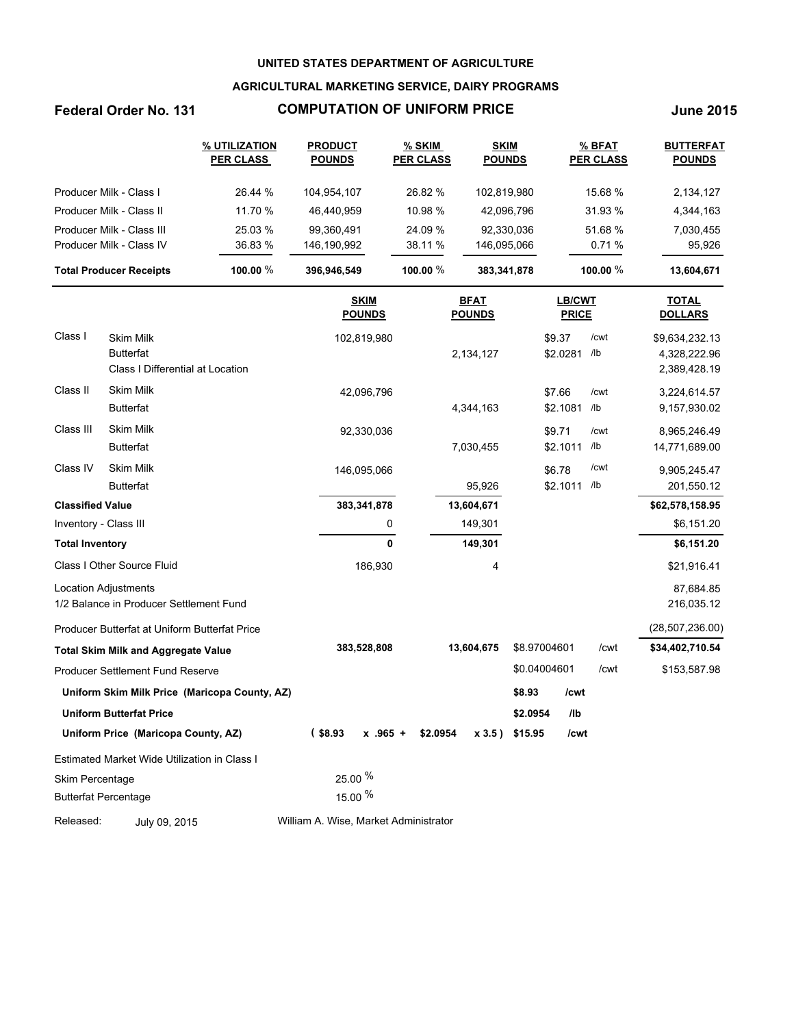**UNITED STATES DEPARTMENT OF AGRICULTURE**

**AGRICULTURAL MARKETING SERVICE, DAIRY PROGRAMS**

**Federal Order No. 131** **COMPUTATION OF UNIFORM PRICE** **June 2015**

| | % UTILIZATION PER CLASS | PRODUCT POUNDS | % SKIM PER CLASS | SKIM POUNDS | % BFAT PER CLASS | BUTTERFAT POUNDS |
|---|---|---|---|---|---|---|
| Producer Milk - Class I | 26.44 % | 104,954,107 | 26.82 % | 102,819,980 | 15.68 % | 2,134,127 |
| Producer Milk - Class II | 11.70 % | 46,440,959 | 10.98 % | 42,096,796 | 31.93 % | 4,344,163 |
| Producer Milk - Class III | 25.03 % | 99,360,491 | 24.09 % | 92,330,036 | 51.68 % | 7,030,455 |
| Producer Milk - Class IV | 36.83 % | 146,190,992 | 38.11 % | 146,095,066 | 0.71 % | 95,926 |
| **Total Producer Receipts** | **100.00 %** | **396,946,549** | **100.00 %** | **383,341,878** | **100.00 %** | **13,604,671** |

| | | SKIM POUNDS | BFAT POUNDS | LB/CWT PRICE | | TOTAL DOLLARS |
|---|---|---|---|---|---|---|
| Class I | Skim Milk | 102,819,980 | | $9.37 | /cwt | $9,634,232.13 |
| | Butterfat | | 2,134,127 | $2.0281 | /lb | 4,328,222.96 |
| | Class I Differential at Location | | | | | 2,389,428.19 |
| Class II | Skim Milk | 42,096,796 | | $7.66 | /cwt | 3,224,614.57 |
| | Butterfat | | 4,344,163 | $2.1081 | /lb | 9,157,930.02 |
| Class III | Skim Milk | 92,330,036 | | $9.71 | /cwt | 8,965,246.49 |
| | Butterfat | | 7,030,455 | $2.1011 | /lb | 14,771,689.00 |
| Class IV | Skim Milk | 146,095,066 | | $6.78 | /cwt | 9,905,245.47 |
| | Butterfat | | 95,926 | $2.1011 | /lb | 201,550.12 |
| **Classified Value** | | **383,341,878** | **13,604,671** | | | **$62,578,158.95** |
| Inventory - Class III | | 0 | 149,301 | | | $6,151.20 |
| **Total Inventory** | | **0** | **149,301** | | | **$6,151.20** |
| Class I Other Source Fluid | | 186,930 | 4 | | | $21,916.41 |
| Location Adjustments | | | | | | 87,684.85 |
| 1/2 Balance in Producer Settlement Fund | | | | | | 216,035.12 |
| Producer Butterfat at Uniform Butterfat Price | | | | | | (28,507,236.00) |
| **Total Skim Milk and Aggregate Value** | | **383,528,808** | **13,604,675** | $8.97004601 | /cwt | **$34,402,710.54** |
| Producer Settlement Fund Reserve | | | | $0.04004601 | /cwt | $153,587.98 |
| **Uniform Skim Milk Price (Maricopa County, AZ)** | | | | **$8.93** | **/cwt** | |
| **Uniform Butterfat Price** | | | | **$2.0954** | **/lb** | |
| **Uniform Price (Maricopa County, AZ)** | | **( $8.93 x .965 +** | **$2.0954 x 3.5 )** | **$15.95** | **/cwt** | |

Estimated Market Wide Utilization in Class I

| | |
|---|---|
| Skim Percentage | 25.00 % |
| Butterfat Percentage | 15.00 % |

Released: July 09, 2015 William A. Wise, Market Administrator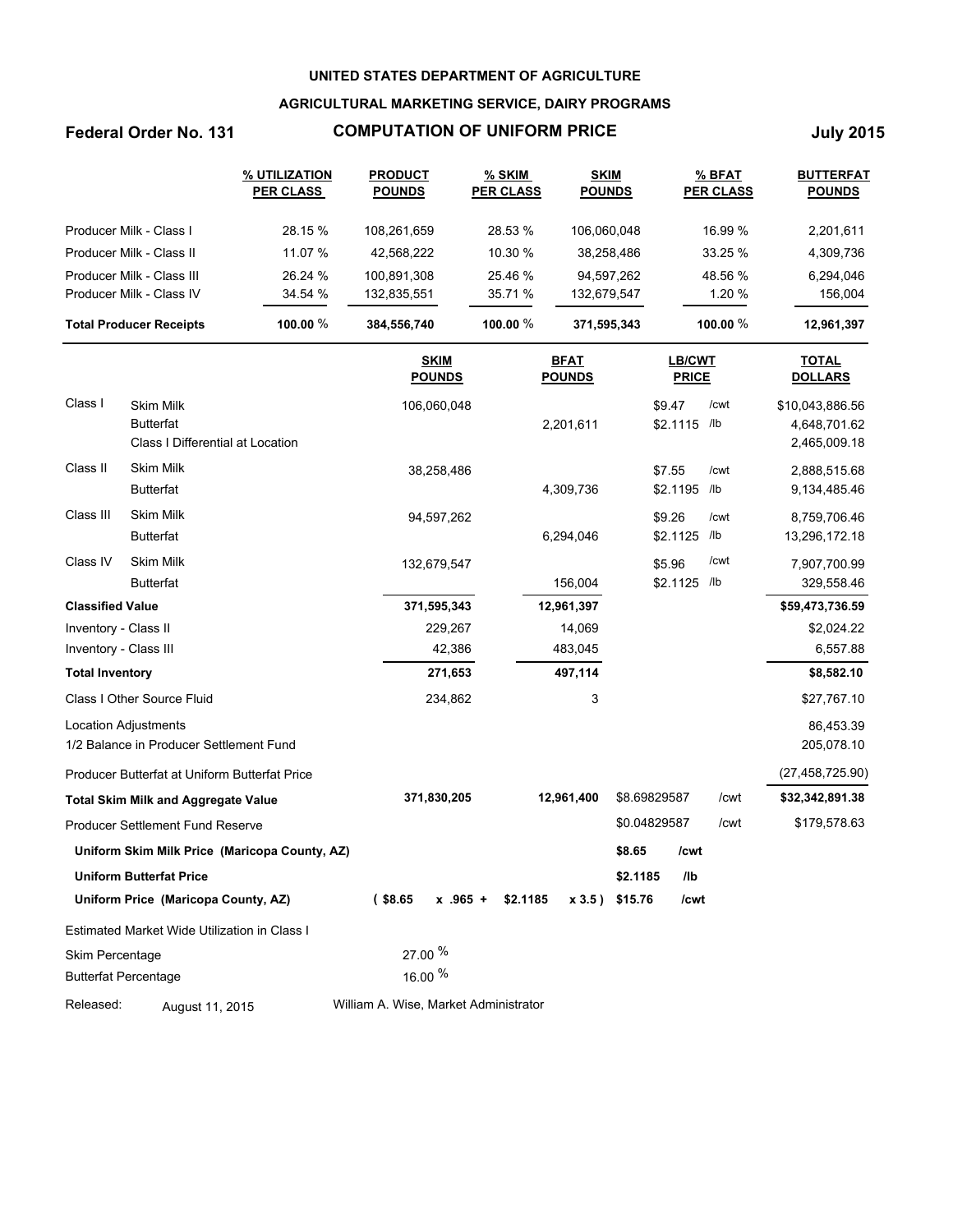**UNITED STATES DEPARTMENT OF AGRICULTURE**

**AGRICULTURAL MARKETING SERVICE, DAIRY PROGRAMS**

# Federal Order No. 131 — COMPUTATION OF UNIFORM PRICE — July 2015

| | % UTILIZATION PER CLASS | PRODUCT POUNDS | % SKIM PER CLASS | SKIM POUNDS | % BFAT PER CLASS | BUTTERFAT POUNDS |
|---|---|---|---|---|---|---|
| Producer Milk - Class I | 28.15 % | 108,261,659 | 28.53 % | 106,060,048 | 16.99 % | 2,201,611 |
| Producer Milk - Class II | 11.07 % | 42,568,222 | 10.30 % | 38,258,486 | 33.25 % | 4,309,736 |
| Producer Milk - Class III | 26.24 % | 100,891,308 | 25.46 % | 94,597,262 | 48.56 % | 6,294,046 |
| Producer Milk - Class IV | 34.54 % | 132,835,551 | 35.71 % | 132,679,547 | 1.20 % | 156,004 |
| **Total Producer Receipts** | **100.00 %** | **384,556,740** | **100.00 %** | **371,595,343** | **100.00 %** | **12,961,397** |

| | | SKIM POUNDS | BFAT POUNDS | LB/CWT PRICE | TOTAL DOLLARS |
|---|---|---|---|---|---|
| Class I | Skim Milk | 106,060,048 | | $9.47 /cwt | $10,043,886.56 |
| | Butterfat | | 2,201,611 | $2.1115 /lb | 4,648,701.62 |
| | Class I Differential at Location | | | | 2,465,009.18 |
| Class II | Skim Milk | 38,258,486 | | $7.55 /cwt | 2,888,515.68 |
| | Butterfat | | 4,309,736 | $2.1195 /lb | 9,134,485.46 |
| Class III | Skim Milk | 94,597,262 | | $9.26 /cwt | 8,759,706.46 |
| | Butterfat | | 6,294,046 | $2.1125 /lb | 13,296,172.18 |
| Class IV | Skim Milk | 132,679,547 | | $5.96 /cwt | 7,907,700.99 |
| | Butterfat | | 156,004 | $2.1125 /lb | 329,558.46 |
| **Classified Value** | | **371,595,343** | **12,961,397** | | **$59,473,736.59** |
| Inventory - Class II | | 229,267 | 14,069 | | $2,024.22 |
| Inventory - Class III | | 42,386 | 483,045 | | 6,557.88 |
| **Total Inventory** | | **271,653** | **497,114** | | **$8,582.10** |
| Class I Other Source Fluid | | 234,862 | 3 | | $27,767.10 |
| Location Adjustments | | | | | 86,453.39 |
| 1/2 Balance in Producer Settlement Fund | | | | | 205,078.10 |
| Producer Butterfat at Uniform Butterfat Price | | | | | (27,458,725.90) |
| **Total Skim Milk and Aggregate Value** | | **371,830,205** | **12,961,400** | $8.69829587 /cwt | **$32,342,891.38** |
| Producer Settlement Fund Reserve | | | | $0.04829587 /cwt | $179,578.63 |
| **Uniform Skim Milk Price (Maricopa County, AZ)** | | | | **$8.65 /cwt** | |
| **Uniform Butterfat Price** | | | | **$2.1185 /lb** | |
| **Uniform Price (Maricopa County, AZ)** | | **( $8.65 x .965 +** | **$2.1185 x 3.5 )** | **$15.76 /cwt** | |

Estimated Market Wide Utilization in Class I

| | |
|---|---|
| Skim Percentage | 27.00 % |
| Butterfat Percentage | 16.00 % |

Released: August 11, 2015 — William A. Wise, Market Administrator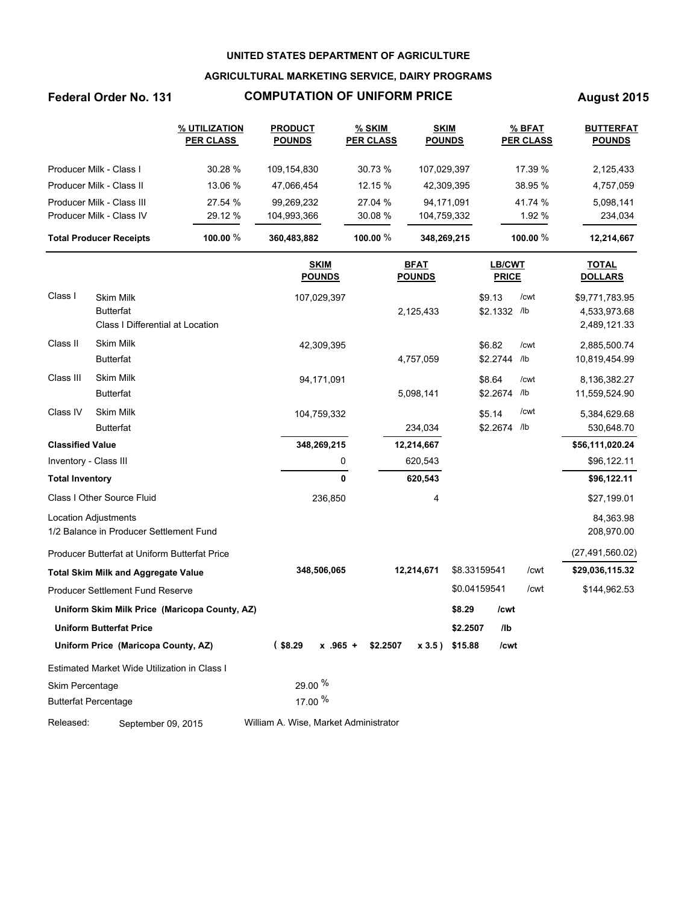**UNITED STATES DEPARTMENT OF AGRICULTURE**

**AGRICULTURAL MARKETING SERVICE, DAIRY PROGRAMS**

# Federal Order No. 131 — COMPUTATION OF UNIFORM PRICE — August 2015

| | % UTILIZATION PER CLASS | PRODUCT POUNDS | % SKIM PER CLASS | SKIM POUNDS | % BFAT PER CLASS | BUTTERFAT POUNDS |
|---|---|---|---|---|---|---|
| Producer Milk - Class I | 30.28 % | 109,154,830 | 30.73 % | 107,029,397 | 17.39 % | 2,125,433 |
| Producer Milk - Class II | 13.06 % | 47,066,454 | 12.15 % | 42,309,395 | 38.95 % | 4,757,059 |
| Producer Milk - Class III | 27.54 % | 99,269,232 | 27.04 % | 94,171,091 | 41.74 % | 5,098,141 |
| Producer Milk - Class IV | 29.12 % | 104,993,366 | 30.08 % | 104,759,332 | 1.92 % | 234,034 |
| **Total Producer Receipts** | **100.00 %** | **360,483,882** | **100.00 %** | **348,269,215** | **100.00 %** | **12,214,667** |

| | | SKIM POUNDS | BFAT POUNDS | LB/CWT PRICE | | TOTAL DOLLARS |
|---|---|---|---|---|---|---|
| Class I | Skim Milk | 107,029,397 | | $9.13 | /cwt | $9,771,783.95 |
| | Butterfat | | 2,125,433 | $2.1332 | /lb | 4,533,973.68 |
| | Class I Differential at Location | | | | | 2,489,121.33 |
| Class II | Skim Milk | 42,309,395 | | $6.82 | /cwt | 2,885,500.74 |
| | Butterfat | | 4,757,059 | $2.2744 | /lb | 10,819,454.99 |
| Class III | Skim Milk | 94,171,091 | | $8.64 | /cwt | 8,136,382.27 |
| | Butterfat | | 5,098,141 | $2.2674 | /lb | 11,559,524.90 |
| Class IV | Skim Milk | 104,759,332 | | $5.14 | /cwt | 5,384,629.68 |
| | Butterfat | | 234,034 | $2.2674 | /lb | 530,648.70 |
| **Classified Value** | | **348,269,215** | **12,214,667** | | | **$56,111,020.24** |
| Inventory - Class III | | 0 | 620,543 | | | $96,122.11 |
| **Total Inventory** | | **0** | **620,543** | | | **$96,122.11** |
| Class I Other Source Fluid | | 236,850 | 4 | | | $27,199.01 |
| Location Adjustments | | | | | | 84,363.98 |
| 1/2 Balance in Producer Settlement Fund | | | | | | 208,970.00 |
| Producer Butterfat at Uniform Butterfat Price | | | | | | (27,491,560.02) |
| **Total Skim Milk and Aggregate Value** | | **348,506,065** | **12,214,671** | $8.33159541 | /cwt | **$29,036,115.32** |
| Producer Settlement Fund Reserve | | | | $0.04159541 | /cwt | $144,962.53 |
| **Uniform Skim Milk Price (Maricopa County, AZ)** | | | | **$8.29** | **/cwt** | |
| **Uniform Butterfat Price** | | | | **$2.2507** | **/lb** | |
| **Uniform Price (Maricopa County, AZ)** | | **( $8.29 x .965 +** | **$2.2507 x 3.5 )** | **$15.88** | **/cwt** | |

Estimated Market Wide Utilization in Class I

| | |
|---|---|
| Skim Percentage | 29.00 % |
| Butterfat Percentage | 17.00 % |

Released: September 09, 2015 — William A. Wise, Market Administrator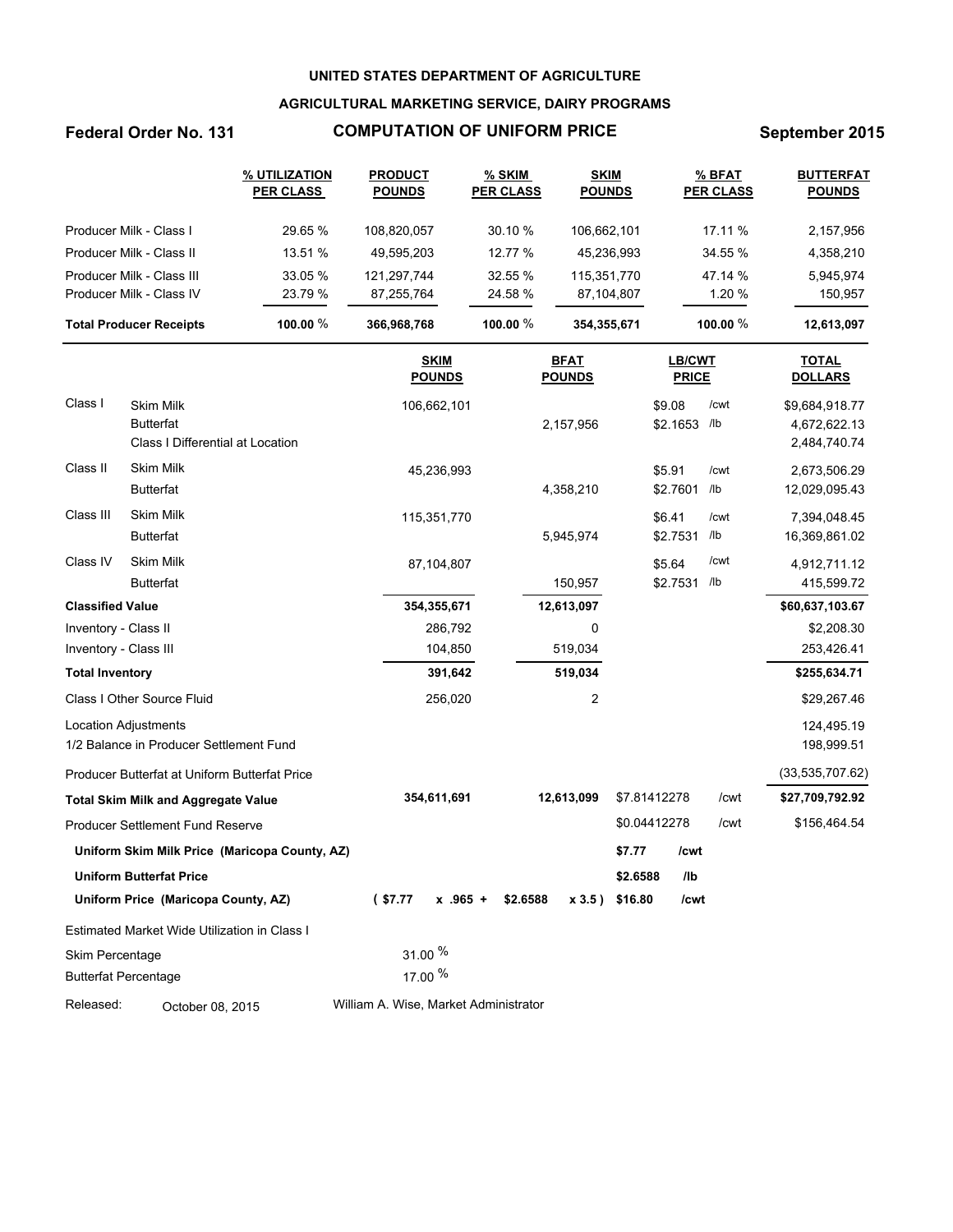**UNITED STATES DEPARTMENT OF AGRICULTURE**

**AGRICULTURAL MARKETING SERVICE, DAIRY PROGRAMS**

**Federal Order No. 131** **COMPUTATION OF UNIFORM PRICE** **September 2015**

| | % UTILIZATION PER CLASS | PRODUCT POUNDS | % SKIM PER CLASS | SKIM POUNDS | % BFAT PER CLASS | BUTTERFAT POUNDS |
|---|---|---|---|---|---|---|
| Producer Milk - Class I | 29.65 % | 108,820,057 | 30.10 % | 106,662,101 | 17.11 % | 2,157,956 |
| Producer Milk - Class II | 13.51 % | 49,595,203 | 12.77 % | 45,236,993 | 34.55 % | 4,358,210 |
| Producer Milk - Class III | 33.05 % | 121,297,744 | 32.55 % | 115,351,770 | 47.14 % | 5,945,974 |
| Producer Milk - Class IV | 23.79 % | 87,255,764 | 24.58 % | 87,104,807 | 1.20 % | 150,957 |
| **Total Producer Receipts** | **100.00 %** | **366,968,768** | **100.00 %** | **354,355,671** | **100.00 %** | **12,613,097** |

| | | SKIM POUNDS | BFAT POUNDS | LB/CWT PRICE | | TOTAL DOLLARS |
|---|---|---|---|---|---|---|
| Class I | Skim Milk | 106,662,101 | | $9.08 | /cwt | $9,684,918.77 |
| | Butterfat | | 2,157,956 | $2.1653 | /lb | 4,672,622.13 |
| | Class I Differential at Location | | | | | 2,484,740.74 |
| Class II | Skim Milk | 45,236,993 | | $5.91 | /cwt | 2,673,506.29 |
| | Butterfat | | 4,358,210 | $2.7601 | /lb | 12,029,095.43 |
| Class III | Skim Milk | 115,351,770 | | $6.41 | /cwt | 7,394,048.45 |
| | Butterfat | | 5,945,974 | $2.7531 | /lb | 16,369,861.02 |
| Class IV | Skim Milk | 87,104,807 | | $5.64 | /cwt | 4,912,711.12 |
| | Butterfat | | 150,957 | $2.7531 | /lb | 415,599.72 |
| **Classified Value** | | **354,355,671** | **12,613,097** | | | **$60,637,103.67** |
| Inventory - Class II | | 286,792 | 0 | | | $2,208.30 |
| Inventory - Class III | | 104,850 | 519,034 | | | 253,426.41 |
| **Total Inventory** | | **391,642** | **519,034** | | | **$255,634.71** |
| Class I Other Source Fluid | | 256,020 | 2 | | | $29,267.46 |
| Location Adjustments | | | | | | 124,495.19 |
| 1/2 Balance in Producer Settlement Fund | | | | | | 198,999.51 |
| Producer Butterfat at Uniform Butterfat Price | | | | | | (33,535,707.62) |
| **Total Skim Milk and Aggregate Value** | | **354,611,691** | **12,613,099** | $7.81412278 | /cwt | **$27,709,792.92** |
| Producer Settlement Fund Reserve | | | | $0.04412278 | /cwt | $156,464.54 |
| **Uniform Skim Milk Price (Maricopa County, AZ)** | | | | **$7.77** | **/cwt** | |
| **Uniform Butterfat Price** | | | | **$2.6588** | **/lb** | |
| **Uniform Price (Maricopa County, AZ)** | | **( $7.77 x .965 +** | **$2.6588 x 3.5 )** | **$16.80** | **/cwt** | |

Estimated Market Wide Utilization in Class I

| | |
|---|---|
| Skim Percentage | 31.00 % |
| Butterfat Percentage | 17.00 % |

Released: October 08, 2015 William A. Wise, Market Administrator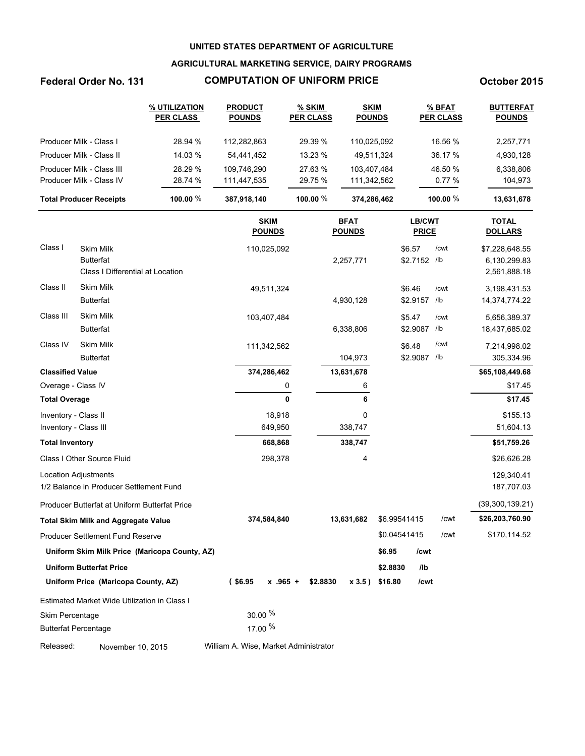**UNITED STATES DEPARTMENT OF AGRICULTURE**

**AGRICULTURAL MARKETING SERVICE, DAIRY PROGRAMS**

**Federal Order No. 131** — **COMPUTATION OF UNIFORM PRICE** — **October 2015**

| | % UTILIZATION PER CLASS | PRODUCT POUNDS | % SKIM PER CLASS | SKIM POUNDS | % BFAT PER CLASS | BUTTERFAT POUNDS |
|---|---|---|---|---|---|---|
| Producer Milk - Class I | 28.94 % | 112,282,863 | 29.39 % | 110,025,092 | 16.56 % | 2,257,771 |
| Producer Milk - Class II | 14.03 % | 54,441,452 | 13.23 % | 49,511,324 | 36.17 % | 4,930,128 |
| Producer Milk - Class III | 28.29 % | 109,746,290 | 27.63 % | 103,407,484 | 46.50 % | 6,338,806 |
| Producer Milk - Class IV | 28.74 % | 111,447,535 | 29.75 % | 111,342,562 | 0.77 % | 104,973 |
| **Total Producer Receipts** | **100.00** % | **387,918,140** | **100.00** % | **374,286,462** | **100.00** % | **13,631,678** |

| | | SKIM POUNDS | BFAT POUNDS | LB/CWT PRICE | TOTAL DOLLARS |
|---|---|---|---|---|---|
| Class I | Skim Milk | 110,025,092 | | $6.57 /cwt | $7,228,648.55 |
| | Butterfat | | 2,257,771 | $2.7152 /lb | 6,130,299.83 |
| | Class I Differential at Location | | | | 2,561,888.18 |
| Class II | Skim Milk | 49,511,324 | | $6.46 /cwt | 3,198,431.53 |
| | Butterfat | | 4,930,128 | $2.9157 /lb | 14,374,774.22 |
| Class III | Skim Milk | 103,407,484 | | $5.47 /cwt | 5,656,389.37 |
| | Butterfat | | 6,338,806 | $2.9087 /lb | 18,437,685.02 |
| Class IV | Skim Milk | 111,342,562 | | $6.48 /cwt | 7,214,998.02 |
| | Butterfat | | 104,973 | $2.9087 /lb | 305,334.96 |
| **Classified Value** | | **374,286,462** | **13,631,678** | | **$65,108,449.68** |
| Overage - Class IV | | 0 | 6 | | $17.45 |
| **Total Overage** | | **0** | **6** | | **$17.45** |
| Inventory - Class II | | 18,918 | 0 | | $155.13 |
| Inventory - Class III | | 649,950 | 338,747 | | 51,604.13 |
| **Total Inventory** | | **668,868** | **338,747** | | **$51,759.26** |
| Class I Other Source Fluid | | 298,378 | 4 | | $26,626.28 |
| Location Adjustments | | | | | 129,340.41 |
| 1/2 Balance in Producer Settlement Fund | | | | | 187,707.03 |
| Producer Butterfat at Uniform Butterfat Price | | | | | (39,300,139.21) |
| **Total Skim Milk and Aggregate Value** | | **374,584,840** | **13,631,682** | $6.99541415 /cwt | **$26,203,760.90** |
| Producer Settlement Fund Reserve | | | | $0.04541415 /cwt | $170,114.52 |
| **Uniform Skim Milk Price (Maricopa County, AZ)** | | | | **$6.95 /cwt** | |
| **Uniform Butterfat Price** | | | | **$2.8830 /lb** | |
| **Uniform Price (Maricopa County, AZ)** | | **( $6.95 x .965 +** | **$2.8830 x 3.5 )** | **$16.80 /cwt** | |

Estimated Market Wide Utilization in Class I

| | |
|---|---|
| Skim Percentage | 30.00 % |
| Butterfat Percentage | 17.00 % |

Released: November 10, 2015 — William A. Wise, Market Administrator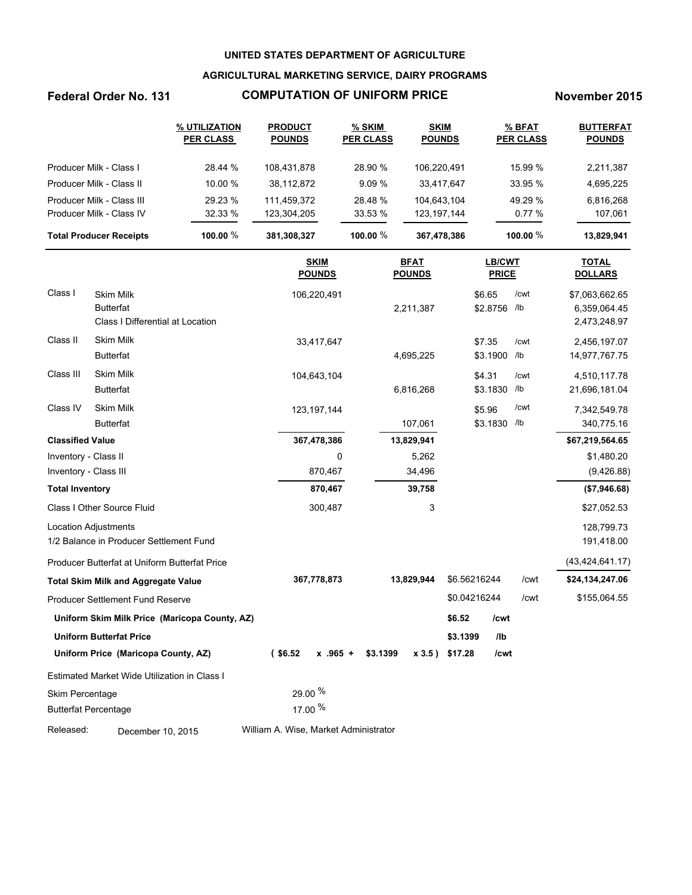**UNITED STATES DEPARTMENT OF AGRICULTURE**

**AGRICULTURAL MARKETING SERVICE, DAIRY PROGRAMS**

**Federal Order No. 131** — **COMPUTATION OF UNIFORM PRICE** — **November 2015**

| | % UTILIZATION PER CLASS | PRODUCT POUNDS | % SKIM PER CLASS | SKIM POUNDS | % BFAT PER CLASS | BUTTERFAT POUNDS |
|---|---|---|---|---|---|---|
| Producer Milk - Class I | 28.44 % | 108,431,878 | 28.90 % | 106,220,491 | 15.99 % | 2,211,387 |
| Producer Milk - Class II | 10.00 % | 38,112,872 | 9.09 % | 33,417,647 | 33.95 % | 4,695,225 |
| Producer Milk - Class III | 29.23 % | 111,459,372 | 28.48 % | 104,643,104 | 49.29 % | 6,816,268 |
| Producer Milk - Class IV | 32.33 % | 123,304,205 | 33.53 % | 123,197,144 | 0.77 % | 107,061 |
| **Total Producer Receipts** | **100.00 %** | **381,308,327** | **100.00 %** | **367,478,386** | **100.00 %** | **13,829,941** |

| | | SKIM POUNDS | BFAT POUNDS | LB/CWT PRICE | TOTAL DOLLARS |
|---|---|---|---|---|---|
| Class I | Skim Milk | 106,220,491 | | $6.65 /cwt | $7,063,662.65 |
| | Butterfat | | 2,211,387 | $2.8756 /lb | 6,359,064.45 |
| | Class I Differential at Location | | | | 2,473,248.97 |
| Class II | Skim Milk | 33,417,647 | | $7.35 /cwt | 2,456,197.07 |
| | Butterfat | | 4,695,225 | $3.1900 /lb | 14,977,767.75 |
| Class III | Skim Milk | 104,643,104 | | $4.31 /cwt | 4,510,117.78 |
| | Butterfat | | 6,816,268 | $3.1830 /lb | 21,696,181.04 |
| Class IV | Skim Milk | 123,197,144 | | $5.96 /cwt | 7,342,549.78 |
| | Butterfat | | 107,061 | $3.1830 /lb | 340,775.16 |
| **Classified Value** | | **367,478,386** | **13,829,941** | | **$67,219,564.65** |
| Inventory - Class II | | 0 | 5,262 | | $1,480.20 |
| Inventory - Class III | | 870,467 | 34,496 | | (9,426.88) |
| **Total Inventory** | | **870,467** | **39,758** | | **($7,946.68)** |
| Class I Other Source Fluid | | 300,487 | 3 | | $27,052.53 |
| Location Adjustments | | | | | 128,799.73 |
| 1/2 Balance in Producer Settlement Fund | | | | | 191,418.00 |
| Producer Butterfat at Uniform Butterfat Price | | | | | (43,424,641.17) |
| **Total Skim Milk and Aggregate Value** | | **367,778,873** | **13,829,944** | $6.56216244 /cwt | **$24,134,247.06** |
| Producer Settlement Fund Reserve | | | | $0.04216244 /cwt | $155,064.55 |
| **Uniform Skim Milk Price (Maricopa County, AZ)** | | | | **$6.52 /cwt** | |
| **Uniform Butterfat Price** | | | | **$3.1399 /lb** | |
| **Uniform Price (Maricopa County, AZ)** | | **( $6.52 x .965 +** | **$3.1399 x 3.5 )** | **$17.28 /cwt** | |

Estimated Market Wide Utilization in Class I

| | |
|---|---|
| Skim Percentage | 29.00 % |
| Butterfat Percentage | 17.00 % |

Released: December 10, 2015 — William A. Wise, Market Administrator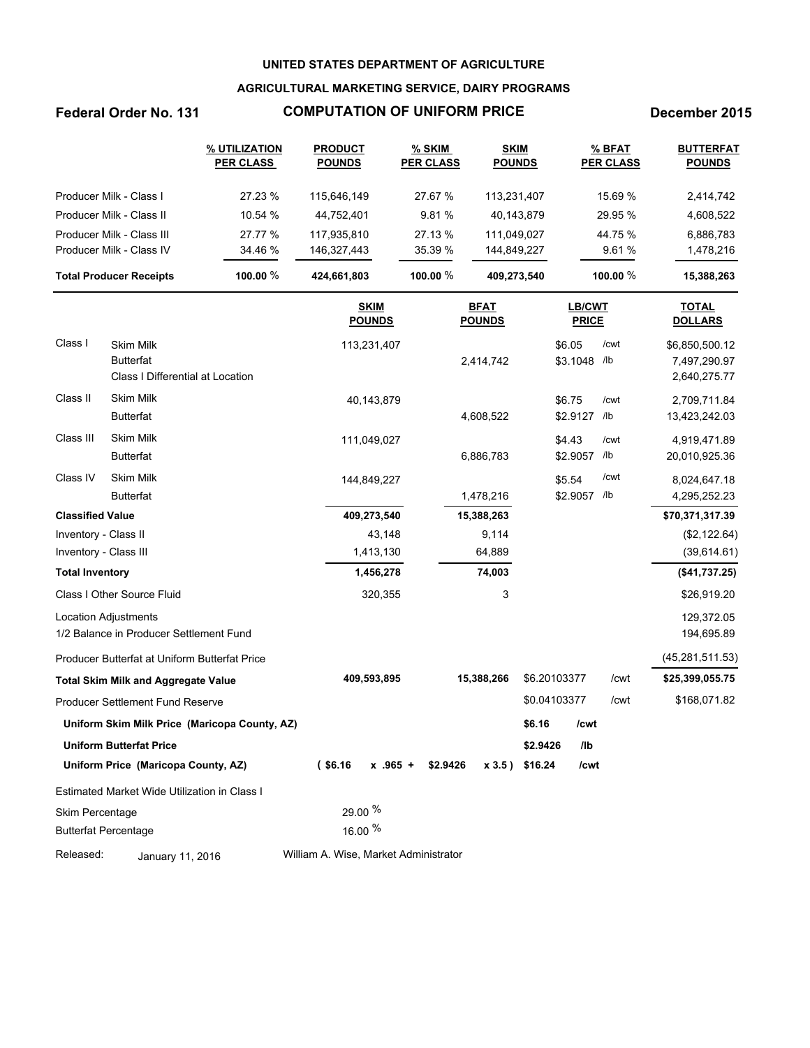**UNITED STATES DEPARTMENT OF AGRICULTURE**

**AGRICULTURAL MARKETING SERVICE, DAIRY PROGRAMS**

**Federal Order No. 131** | **COMPUTATION OF UNIFORM PRICE** | **December 2015**

| | % UTILIZATION PER CLASS | PRODUCT POUNDS | % SKIM PER CLASS | SKIM POUNDS | % BFAT PER CLASS | BUTTERFAT POUNDS |
|---|---|---|---|---|---|---|
| Producer Milk - Class I | 27.23 % | 115,646,149 | 27.67 % | 113,231,407 | 15.69 % | 2,414,742 |
| Producer Milk - Class II | 10.54 % | 44,752,401 | 9.81 % | 40,143,879 | 29.95 % | 4,608,522 |
| Producer Milk - Class III | 27.77 % | 117,935,810 | 27.13 % | 111,049,027 | 44.75 % | 6,886,783 |
| Producer Milk - Class IV | 34.46 % | 146,327,443 | 35.39 % | 144,849,227 | 9.61 % | 1,478,216 |
| **Total Producer Receipts** | **100.00 %** | **424,661,803** | **100.00 %** | **409,273,540** | **100.00 %** | **15,388,263** |

| | | SKIM POUNDS | BFAT POUNDS | LB/CWT PRICE | | TOTAL DOLLARS |
|---|---|---|---|---|---|---|
| Class I | Skim Milk | 113,231,407 | | $6.05 | /cwt | $6,850,500.12 |
| | Butterfat | | 2,414,742 | $3.1048 | /lb | 7,497,290.97 |
| | Class I Differential at Location | | | | | 2,640,275.77 |
| Class II | Skim Milk | 40,143,879 | | $6.75 | /cwt | 2,709,711.84 |
| | Butterfat | | 4,608,522 | $2.9127 | /lb | 13,423,242.03 |
| Class III | Skim Milk | 111,049,027 | | $4.43 | /cwt | 4,919,471.89 |
| | Butterfat | | 6,886,783 | $2.9057 | /lb | 20,010,925.36 |
| Class IV | Skim Milk | 144,849,227 | | $5.54 | /cwt | 8,024,647.18 |
| | Butterfat | | 1,478,216 | $2.9057 | /lb | 4,295,252.23 |
| **Classified Value** | | **409,273,540** | **15,388,263** | | | **$70,371,317.39** |
| Inventory - Class II | | 43,148 | 9,114 | | | ($2,122.64) |
| Inventory - Class III | | 1,413,130 | 64,889 | | | (39,614.61) |
| **Total Inventory** | | **1,456,278** | **74,003** | | | **($41,737.25)** |
| Class I Other Source Fluid | | 320,355 | 3 | | | $26,919.20 |
| Location Adjustments | | | | | | 129,372.05 |
| 1/2 Balance in Producer Settlement Fund | | | | | | 194,695.89 |
| Producer Butterfat at Uniform Butterfat Price | | | | | | (45,281,511.53) |
| **Total Skim Milk and Aggregate Value** | | **409,593,895** | **15,388,266** | $6.20103377 | /cwt | **$25,399,055.75** |
| Producer Settlement Fund Reserve | | | | $0.04103377 | /cwt | $168,071.82 |
| **Uniform Skim Milk Price (Maricopa County, AZ)** | | | | **$6.16** | **/cwt** | |
| **Uniform Butterfat Price** | | | | **$2.9426** | **/lb** | |
| **Uniform Price (Maricopa County, AZ)** | | **( $6.16 x .965 +** | **$2.9426 x 3.5 )** | **$16.24** | **/cwt** | |

Estimated Market Wide Utilization in Class I

Skim Percentage: 29.00 %

Butterfat Percentage: 16.00 %

Released: January 11, 2016 — William A. Wise, Market Administrator